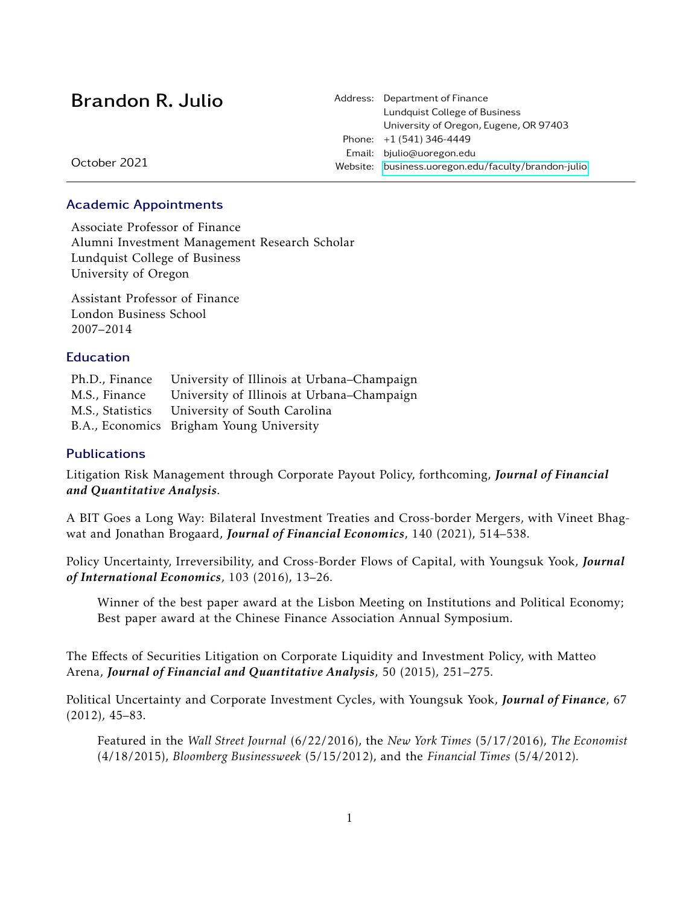# Brandon R. Julio

October 2021

Address: Department of Finance
Lundquist College of Business
University of Oregon, Eugene, OR 97403
Phone: +1 (541) 346-4449
Email: bjulio@uoregon.edu
Website: business.uoregon.edu/faculty/brandon-julio

---

## Academic Appointments

Associate Professor of Finance
Alumni Investment Management Research Scholar
Lundquist College of Business
University of Oregon

Assistant Professor of Finance
London Business School
2007–2014

## Education

| | |
|---|---|
| Ph.D., Finance | University of Illinois at Urbana–Champaign |
| M.S., Finance | University of Illinois at Urbana–Champaign |
| M.S., Statistics | University of South Carolina |
| B.A., Economics | Brigham Young University |

## Publications

Litigation Risk Management through Corporate Payout Policy, forthcoming, ***Journal of Financial and Quantitative Analysis***.

A BIT Goes a Long Way: Bilateral Investment Treaties and Cross-border Mergers, with Vineet Bhagwat and Jonathan Brogaard, ***Journal of Financial Economics***, 140 (2021), 514–538.

Policy Uncertainty, Irreversibility, and Cross-Border Flows of Capital, with Youngsuk Yook, ***Journal of International Economics***, 103 (2016), 13–26.

> Winner of the best paper award at the Lisbon Meeting on Institutions and Political Economy; Best paper award at the Chinese Finance Association Annual Symposium.

The Effects of Securities Litigation on Corporate Liquidity and Investment Policy, with Matteo Arena, ***Journal of Financial and Quantitative Analysis***, 50 (2015), 251–275.

Political Uncertainty and Corporate Investment Cycles, with Youngsuk Yook, ***Journal of Finance***, 67 (2012), 45–83.

> Featured in the *Wall Street Journal* (6/22/2016), the *New York Times* (5/17/2016), *The Economist* (4/18/2015), *Bloomberg Businessweek* (5/15/2012), and the *Financial Times* (5/4/2012).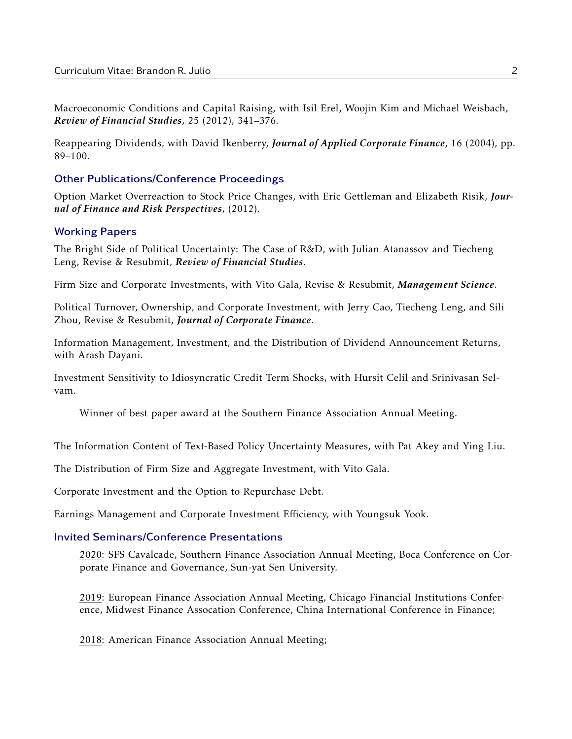Macroeconomic Conditions and Capital Raising, with Isil Erel, Woojin Kim and Michael Weisbach, ***Review of Financial Studies***, 25 (2012), 341–376.

Reappearing Dividends, with David Ikenberry, ***Journal of Applied Corporate Finance***, 16 (2004), pp. 89–100.

## Other Publications/Conference Proceedings

Option Market Overreaction to Stock Price Changes, with Eric Gettleman and Elizabeth Risik, ***Journal of Finance and Risk Perspectives***, (2012).

## Working Papers

The Bright Side of Political Uncertainty: The Case of R&D, with Julian Atanassov and Tiecheng Leng, Revise & Resubmit, ***Review of Financial Studies***.

Firm Size and Corporate Investments, with Vito Gala, Revise & Resubmit, ***Management Science***.

Political Turnover, Ownership, and Corporate Investment, with Jerry Cao, Tiecheng Leng, and Sili Zhou, Revise & Resubmit, ***Journal of Corporate Finance***.

Information Management, Investment, and the Distribution of Dividend Announcement Returns, with Arash Dayani.

Investment Sensitivity to Idiosyncratic Credit Term Shocks, with Hursit Celil and Srinivasan Selvam.

Winner of best paper award at the Southern Finance Association Annual Meeting.

The Information Content of Text-Based Policy Uncertainty Measures, with Pat Akey and Ying Liu.

The Distribution of Firm Size and Aggregate Investment, with Vito Gala.

Corporate Investment and the Option to Repurchase Debt.

Earnings Management and Corporate Investment Efficiency, with Youngsuk Yook.

## Invited Seminars/Conference Presentations

2020: SFS Cavalcade, Southern Finance Association Annual Meeting, Boca Conference on Corporate Finance and Governance, Sun-yat Sen University.

2019: European Finance Association Annual Meeting, Chicago Financial Institutions Conference, Midwest Finance Assocation Conference, China International Conference in Finance;

2018: American Finance Association Annual Meeting;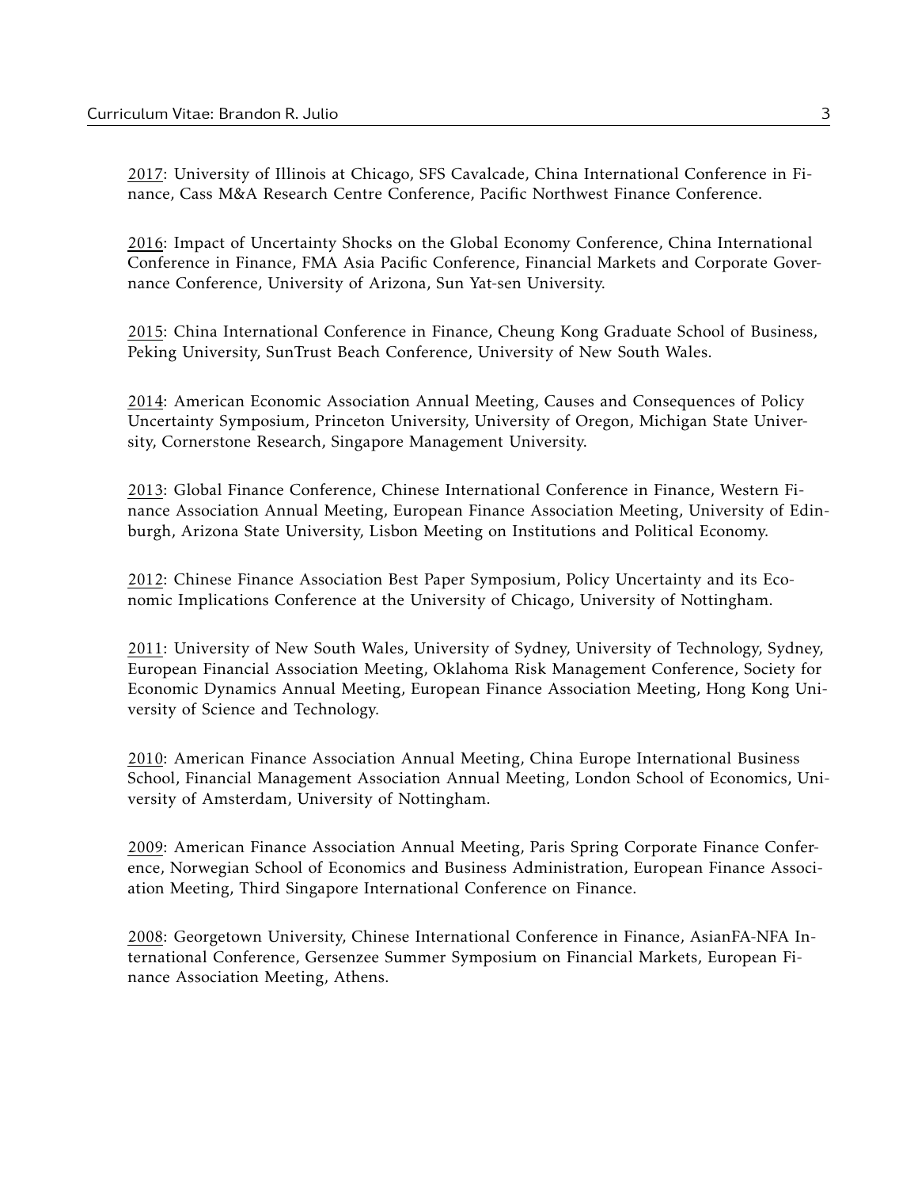2017: University of Illinois at Chicago, SFS Cavalcade, China International Conference in Finance, Cass M&A Research Centre Conference, Pacific Northwest Finance Conference.

2016: Impact of Uncertainty Shocks on the Global Economy Conference, China International Conference in Finance, FMA Asia Pacific Conference, Financial Markets and Corporate Governance Conference, University of Arizona, Sun Yat-sen University.

2015: China International Conference in Finance, Cheung Kong Graduate School of Business, Peking University, SunTrust Beach Conference, University of New South Wales.

2014: American Economic Association Annual Meeting, Causes and Consequences of Policy Uncertainty Symposium, Princeton University, University of Oregon, Michigan State University, Cornerstone Research, Singapore Management University.

2013: Global Finance Conference, Chinese International Conference in Finance, Western Finance Association Annual Meeting, European Finance Association Meeting, University of Edinburgh, Arizona State University, Lisbon Meeting on Institutions and Political Economy.

2012: Chinese Finance Association Best Paper Symposium, Policy Uncertainty and its Economic Implications Conference at the University of Chicago, University of Nottingham.

2011: University of New South Wales, University of Sydney, University of Technology, Sydney, European Financial Association Meeting, Oklahoma Risk Management Conference, Society for Economic Dynamics Annual Meeting, European Finance Association Meeting, Hong Kong University of Science and Technology.

2010: American Finance Association Annual Meeting, China Europe International Business School, Financial Management Association Annual Meeting, London School of Economics, University of Amsterdam, University of Nottingham.

2009: American Finance Association Annual Meeting, Paris Spring Corporate Finance Conference, Norwegian School of Economics and Business Administration, European Finance Association Meeting, Third Singapore International Conference on Finance.

2008: Georgetown University, Chinese International Conference in Finance, AsianFA-NFA International Conference, Gersenzee Summer Symposium on Financial Markets, European Finance Association Meeting, Athens.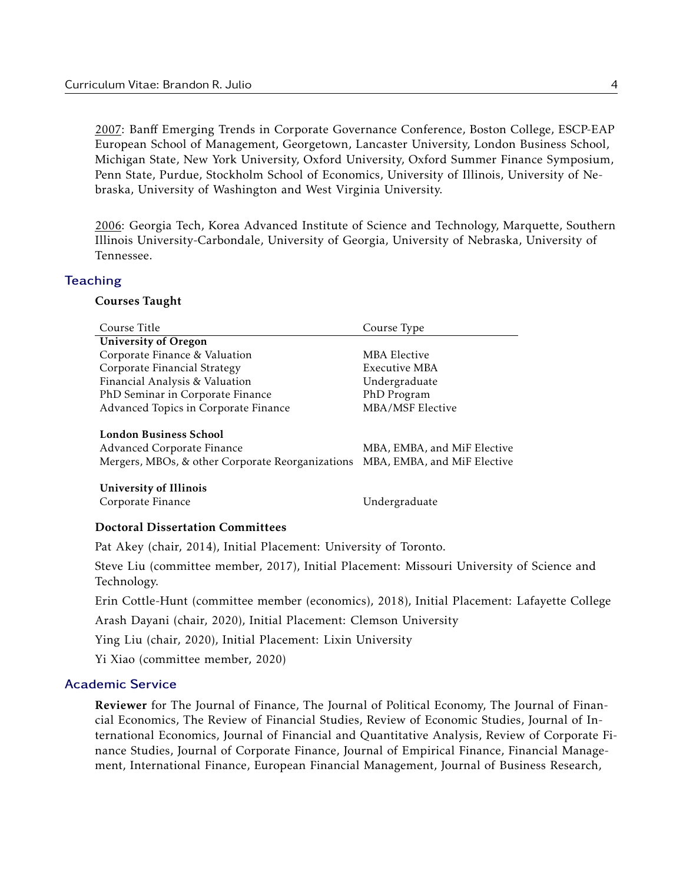<u>2007</u>: Banff Emerging Trends in Corporate Governance Conference, Boston College, ESCP-EAP European School of Management, Georgetown, Lancaster University, London Business School, Michigan State, New York University, Oxford University, Oxford Summer Finance Symposium, Penn State, Purdue, Stockholm School of Economics, University of Illinois, University of Nebraska, University of Washington and West Virginia University.

<u>2006</u>: Georgia Tech, Korea Advanced Institute of Science and Technology, Marquette, Southern Illinois University-Carbondale, University of Georgia, University of Nebraska, University of Tennessee.

## Teaching

**Courses Taught**

| Course Title | Course Type |
|---|---|
| **University of Oregon** | |
| Corporate Finance & Valuation | MBA Elective |
| Corporate Financial Strategy | Executive MBA |
| Financial Analysis & Valuation | Undergraduate |
| PhD Seminar in Corporate Finance | PhD Program |
| Advanced Topics in Corporate Finance | MBA/MSF Elective |
| | |
| **London Business School** | |
| Advanced Corporate Finance | MBA, EMBA, and MiF Elective |
| Mergers, MBOs, & other Corporate Reorganizations | MBA, EMBA, and MiF Elective |
| | |
| **University of Illinois** | |
| Corporate Finance | Undergraduate |

**Doctoral Dissertation Committees**

Pat Akey (chair, 2014), Initial Placement: University of Toronto.

Steve Liu (committee member, 2017), Initial Placement: Missouri University of Science and Technology.

Erin Cottle-Hunt (committee member (economics), 2018), Initial Placement: Lafayette College

Arash Dayani (chair, 2020), Initial Placement: Clemson University

Ying Liu (chair, 2020), Initial Placement: Lixin University

Yi Xiao (committee member, 2020)

## Academic Service

**Reviewer** for The Journal of Finance, The Journal of Political Economy, The Journal of Financial Economics, The Review of Financial Studies, Review of Economic Studies, Journal of International Economics, Journal of Financial and Quantitative Analysis, Review of Corporate Finance Studies, Journal of Corporate Finance, Journal of Empirical Finance, Financial Management, International Finance, European Financial Management, Journal of Business Research,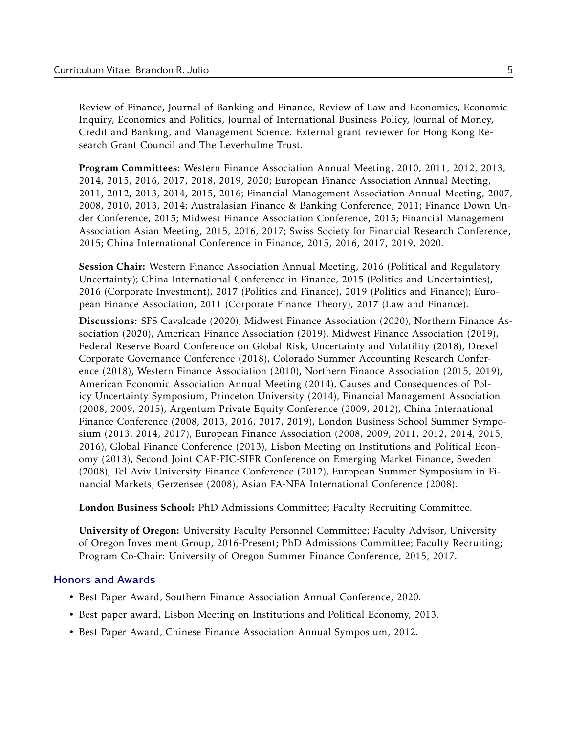Review of Finance, Journal of Banking and Finance, Review of Law and Economics, Economic Inquiry, Economics and Politics, Journal of International Business Policy, Journal of Money, Credit and Banking, and Management Science. External grant reviewer for Hong Kong Research Grant Council and The Leverhulme Trust.

**Program Committees:** Western Finance Association Annual Meeting, 2010, 2011, 2012, 2013, 2014, 2015, 2016, 2017, 2018, 2019, 2020; European Finance Association Annual Meeting, 2011, 2012, 2013, 2014, 2015, 2016; Financial Management Association Annual Meeting, 2007, 2008, 2010, 2013, 2014; Australasian Finance & Banking Conference, 2011; Finance Down Under Conference, 2015; Midwest Finance Association Conference, 2015; Financial Management Association Asian Meeting, 2015, 2016, 2017; Swiss Society for Financial Research Conference, 2015; China International Conference in Finance, 2015, 2016, 2017, 2019, 2020.

**Session Chair:** Western Finance Association Annual Meeting, 2016 (Political and Regulatory Uncertainty); China International Conference in Finance, 2015 (Politics and Uncertainties), 2016 (Corporate Investment), 2017 (Politics and Finance), 2019 (Politics and Finance); European Finance Association, 2011 (Corporate Finance Theory), 2017 (Law and Finance).

**Discussions:** SFS Cavalcade (2020), Midwest Finance Association (2020), Northern Finance Association (2020), American Finance Association (2019), Midwest Finance Association (2019), Federal Reserve Board Conference on Global Risk, Uncertainty and Volatility (2018), Drexel Corporate Governance Conference (2018), Colorado Summer Accounting Research Conference (2018), Western Finance Association (2010), Northern Finance Association (2015, 2019), American Economic Association Annual Meeting (2014), Causes and Consequences of Policy Uncertainty Symposium, Princeton University (2014), Financial Management Association (2008, 2009, 2015), Argentum Private Equity Conference (2009, 2012), China International Finance Conference (2008, 2013, 2016, 2017, 2019), London Business School Summer Symposium (2013, 2014, 2017), European Finance Association (2008, 2009, 2011, 2012, 2014, 2015, 2016), Global Finance Conference (2013), Lisbon Meeting on Institutions and Political Economy (2013), Second Joint CAF-FIC-SIFR Conference on Emerging Market Finance, Sweden (2008), Tel Aviv University Finance Conference (2012), European Summer Symposium in Financial Markets, Gerzensee (2008), Asian FA-NFA International Conference (2008).

**London Business School:** PhD Admissions Committee; Faculty Recruiting Committee.

**University of Oregon:** University Faculty Personnel Committee; Faculty Advisor, University of Oregon Investment Group, 2016-Present; PhD Admissions Committee; Faculty Recruiting; Program Co-Chair: University of Oregon Summer Finance Conference, 2015, 2017.

## Honors and Awards

- Best Paper Award, Southern Finance Association Annual Conference, 2020.
- Best paper award, Lisbon Meeting on Institutions and Political Economy, 2013.
- Best Paper Award, Chinese Finance Association Annual Symposium, 2012.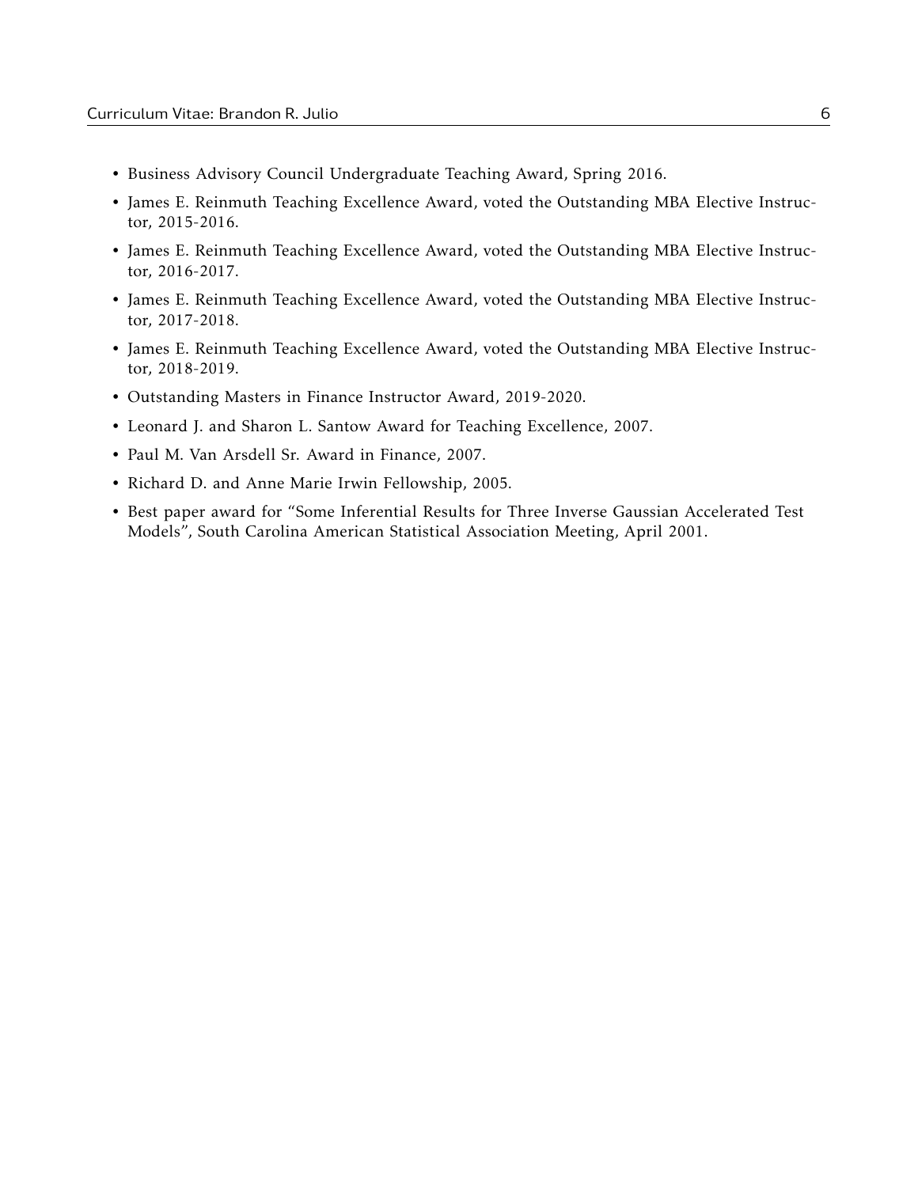- Business Advisory Council Undergraduate Teaching Award, Spring 2016.
- James E. Reinmuth Teaching Excellence Award, voted the Outstanding MBA Elective Instructor, 2015-2016.
- James E. Reinmuth Teaching Excellence Award, voted the Outstanding MBA Elective Instructor, 2016-2017.
- James E. Reinmuth Teaching Excellence Award, voted the Outstanding MBA Elective Instructor, 2017-2018.
- James E. Reinmuth Teaching Excellence Award, voted the Outstanding MBA Elective Instructor, 2018-2019.
- Outstanding Masters in Finance Instructor Award, 2019-2020.
- Leonard J. and Sharon L. Santow Award for Teaching Excellence, 2007.
- Paul M. Van Arsdell Sr. Award in Finance, 2007.
- Richard D. and Anne Marie Irwin Fellowship, 2005.
- Best paper award for "Some Inferential Results for Three Inverse Gaussian Accelerated Test Models", South Carolina American Statistical Association Meeting, April 2001.